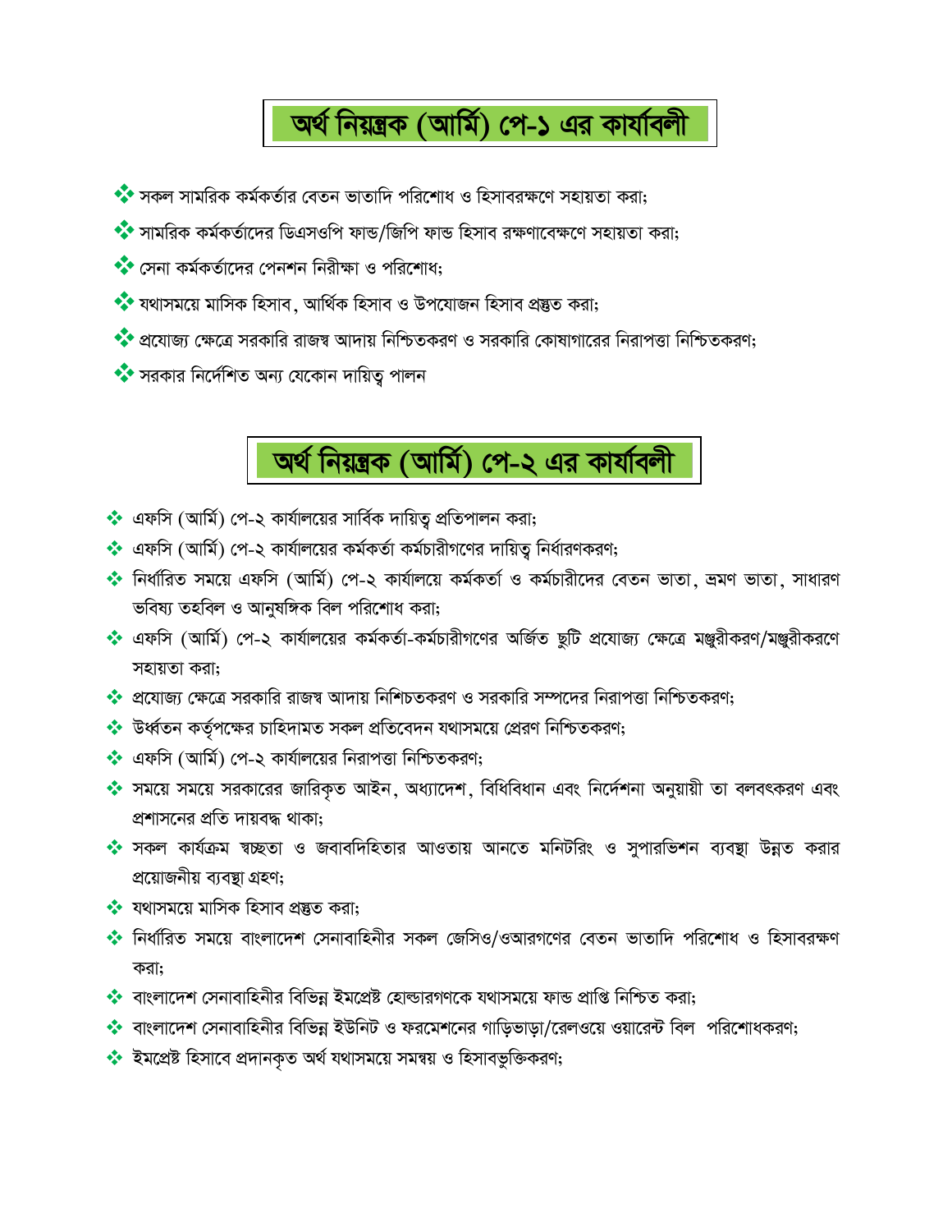# অর্থ নিয়ন্ত্রক (আর্মি) পে-১ এর কার্যাবলী

- সকল সামরিক কর্মকর্তার বেতন ভাতাদি পরিশোধ ও হিসাবরক্ষণে সহায়তা করা;
- সামরিক কর্মকর্তাদের ডিএসওপি ফান্ড/জিপি ফান্ড হিসাব রক্ষণাবেক্ষণে সহায়তা করা;
- সেনা কর্মকর্তাদের পেনশন নিরীক্ষা ও পরিশোধ;
- যথাসময়ে মাসিক হিসাব, আর্থিক হিসাব ও উপযোজন হিসাব প্রস্তুত করা;
- প্রযোজ্য ক্ষেত্রে সরকারি রাজস্ব আদায় নিশ্চিতকরণ ও সরকারি কোষাগারের নিরাপত্তা নিশ্চিতকরণ;
- সরকার নির্দেশিত অন্য যেকোন দায়িত্ব পালন

# অর্থ নিয়ন্ত্রক (আর্মি) পে-২ এর কার্যাবলী

- এফসি (আর্মি) পে-২ কার্যালয়ের সার্বিক দায়িত্ব প্রতিপালন করা;
- এফসি (আর্মি) পে-২ কার্যালয়ের কর্মকর্তা কর্মচারীগণের দায়িত্ব নির্ধারণকরণ;
- নির্ধারিত সময়ে এফসি (আর্মি) পে-২ কার্যালয়ে কর্মকর্তা ও কর্মচারীদের বেতন ভাতা, ভ্রমণ ভাতা, সাধারণ ভবিষ্য তহবিল ও আনুষঙ্গিক বিল পরিশোধ করা;
- এফসি (আর্মি) পে-২ কার্যালয়ের কর্মকর্তা-কর্মচারীগণের অর্জিত ছুটি প্রযোজ্য ক্ষেত্রে মঞ্জুরীকরণ/মঞ্জুরীকরণে সহায়তা করা;
- প্রযোজ্য ক্ষেত্রে সরকারি রাজস্ব আদায় নিশ্চিতকরণ ও সরকারি সম্পদের নিরাপত্তা নিশ্চিতকরণ;
- উর্ধ্বতন কর্তৃপক্ষের চাহিদামত সকল প্রতিবেদন যথাসময়ে প্রেরণ নিশ্চিতকরণ;
- এফসি (আর্মি) পে-২ কার্যালয়ের নিরাপত্তা নিশ্চিতকরণ;
- সময়ে সময়ে সরকারের জারিকৃত আইন, অধ্যাদেশ, বিধিবিধান এবং নির্দেশনা অনুয়ায়ী তা বলবৎকরণ এবং প্রশাসনের প্রতি দায়বদ্ধ থাকা;
- সকল কার্যক্রম স্বচ্ছতা ও জবাবদিহিতার আওতায় আনতে মনিটরিং ও সুপারভিশন ব্যবস্থা উন্নত করার প্রয়োজনীয় ব্যবস্থা গ্রহণ;
- যথাসময়ে মাসিক হিসাব প্রস্তুত করা;
- নির্ধারিত সময়ে বাংলাদেশ সেনাবাহিনীর সকল জেসিও/ওআরগণের বেতন ভাতাদি পরিশোধ ও হিসাবরক্ষণ করা;
- বাংলাদেশ সেনাবাহিনীর বিভিন্ন ইমপ্রেষ্ট হোল্ডারগণকে যথাসময়ে ফান্ড প্রাপ্তি নিশ্চিত করা;
- বাংলাদেশ সেনাবাহিনীর বিভিন্ন ইউনিট ও ফরমেশনের গাড়িভাড়া/রেলওয়ে ওয়ারেন্ট বিল পরিশোধকরণ;
- ইমপ্রেষ্ট হিসাবে প্রদানকৃত অর্থ যথাসময়ে সমন্বয় ও হিসাবভুক্তিকরণ;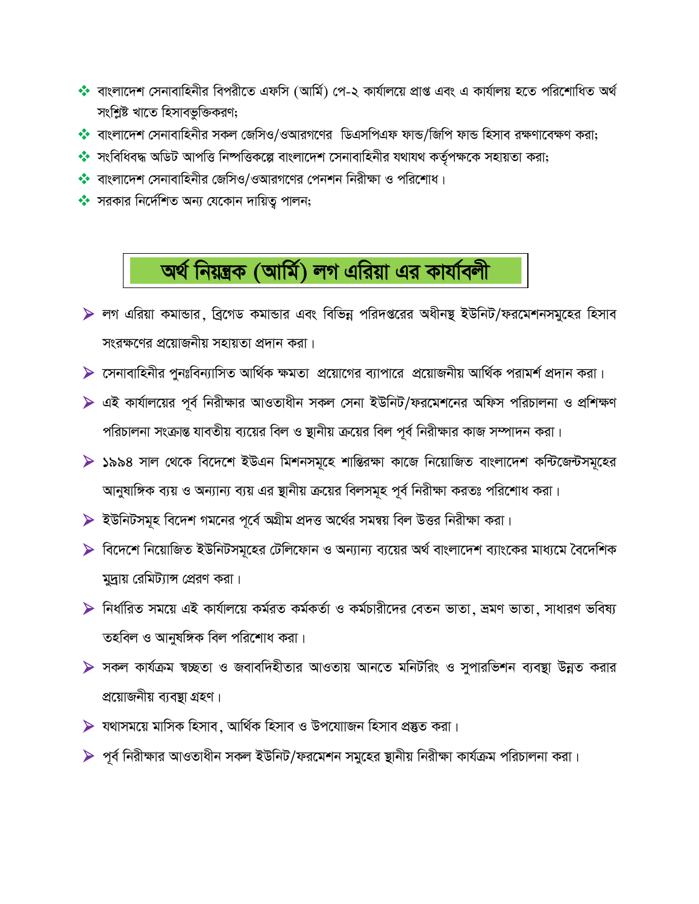- বাংলাদেশ সেনাবাহিনীর বিপরীতে এফসি (আর্মি) পে-২ কার্যালয়ে প্রাপ্ত এবং এ কার্যালয় হতে পরিশোধিত অর্থ সংশ্লিষ্ট খাতে হিসাবভুক্তিকরণ;
- বাংলাদেশ সেনাবাহিনীর সকল জেসিও/ওআরগণের ডিএসপিএফ ফান্ড/জিপি ফান্ড হিসাব রক্ষণাবেক্ষণ করা;
- সংবিধিবদ্ধ অডিট আপত্তি নিষ্পত্তিকল্পে বাংলাদেশ সেনাবাহিনীর যথাযথ কর্তৃপক্ষকে সহায়তা করা;
- বাংলাদেশ সেনাবাহিনীর জেসিও/ওআরগণের পেনশন নিরীক্ষা ও পরিশোধ।
- সরকার নির্দেশিত অন্য যেকোন দায়িত্ব পালন;

## অর্থ নিয়ন্ত্রক (আর্মি) লগ এরিয়া এর কার্যাবলী

- লগ এরিয়া কমান্ডার, ব্রিগেড কমান্ডার এবং বিভিন্ন পরিদপ্তরের অধীনস্থ ইউনিট/ফরমেশনসমূহের হিসাব সংরক্ষণের প্রয়োজনীয় সহায়তা প্রদান করা।
- সেনাবাহিনীর পুনঃবিন্যাসিত আর্থিক ক্ষমতা প্রয়োগের ব্যাপারে প্রয়োজনীয় আর্থিক পরামর্শ প্রদান করা।
- এই কার্যালয়ের পূর্ব নিরীক্ষার আওতাধীন সকল সেনা ইউনিট/ফরমেশনের অফিস পরিচালনা ও প্রশিক্ষণ পরিচালনা সংক্রান্ত যাবতীয় ব্যয়ের বিল ও স্থানীয় ক্রয়ের বিল পূর্ব নিরীক্ষার কাজ সম্পাদন করা।
- ১৯৯৪ সাল থেকে বিদেশে ইউএন মিশনসমূহে শান্তিরক্ষা কাজে নিয়োজিত বাংলাদেশ কন্টিজেন্টসমূহের আনুষাঙ্গিক ব্যয় ও অন্যান্য ব্যয় এর স্থানীয় ক্রয়ের বিলসমূহ পূর্ব নিরীক্ষা করতঃ পরিশোধ করা।
- ইউনিটসমূহ বিদেশ গমনের পূর্বে অগ্রীম প্রদত্ত অর্থের সমন্বয় বিল উত্তর নিরীক্ষা করা।
- বিদেশে নিয়োজিত ইউনিটসমূহের টেলিফোন ও অন্যান্য ব্যয়ের অর্থ বাংলাদেশ ব্যাংকের মাধ্যমে বৈদেশিক মুদ্রায় রেমিট্যান্স প্রেরণ করা।
- নির্ধারিত সময়ে এই কার্যালয়ে কর্মরত কর্মকর্তা ও কর্মচারীদের বেতন ভাতা, ভ্রমণ ভাতা, সাধারণ ভবিষ্য তহবিল ও আনুষঙ্গিক বিল পরিশোধ করা।
- সকল কার্যক্রম স্বচ্ছতা ও জবাবদিহীতার আওতায় আনতে মনিটরিং ও সুপারভিশন ব্যবস্থা উন্নত করার প্রয়োজনীয় ব্যবস্থা গ্রহণ।
- যথাসময়ে মাসিক হিসাব, আর্থিক হিসাব ও উপযোজন হিসাব প্রস্তুত করা।
- পূর্ব নিরীক্ষার আওতাধীন সকল ইউনিট/ফরমেশন সমুহের স্থানীয় নিরীক্ষা কার্যক্রম পরিচালনা করা।